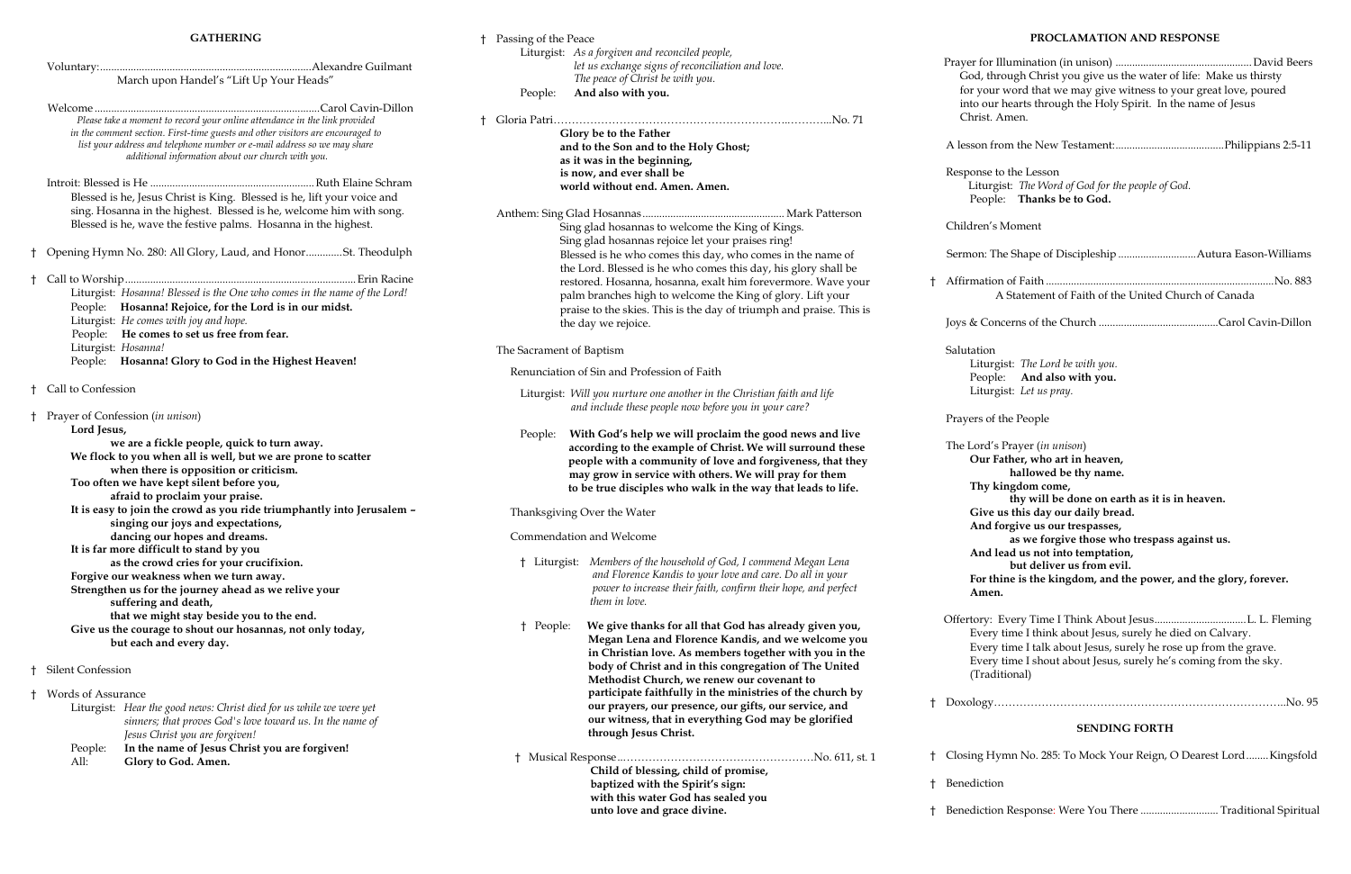## GATHERING

Voluntary: ............ Alexandre Guilmant
March upon Handel's "Lift Up Your Heads"

Welcome ............ Carol Cavin-Dillon
*Please take a moment to record your online attendance in the link provided in the comment section. First-time guests and other visitors are encouraged to list your address and telephone number or e-mail address so we may share additional information about our church with you.*

Introit: Blessed is He ............ Ruth Elaine Schram
Blessed is he, Jesus Christ is King. Blessed is he, lift your voice and sing. Hosanna in the highest. Blessed is he, welcome him with song. Blessed is he, wave the festive palms. Hosanna in the highest.

† Opening Hymn No. 280: All Glory, Laud, and Honor ............ St. Theodulph

† Call to Worship ............ Erin Racine
Liturgist: *Hosanna! Blessed is the One who comes in the name of the Lord!*
People: **Hosanna! Rejoice, for the Lord is in our midst.**
Liturgist: *He comes with joy and hope.*
People: **He comes to set us free from fear.**
Liturgist: *Hosanna!*
People: **Hosanna! Glory to God in the Highest Heaven!**

† Call to Confession

† Prayer of Confession (*in unison*)
**Lord Jesus,**
**we are a fickle people, quick to turn away.**
**We flock to you when all is well, but we are prone to scatter**
**when there is opposition or criticism.**
**Too often we have kept silent before you,**
**afraid to proclaim your praise.**
**It is easy to join the crowd as you ride triumphantly into Jerusalem –**
**singing our joys and expectations,**
**dancing our hopes and dreams.**
**It is far more difficult to stand by you**
**as the crowd cries for your crucifixion.**
**Forgive our weakness when we turn away.**
**Strengthen us for the journey ahead as we relive your**
**suffering and death,**
**that we might stay beside you to the end.**
**Give us the courage to shout our hosannas, not only today,**
**but each and every day.**

† Silent Confession

† Words of Assurance
Liturgist: *Hear the good news: Christ died for us while we were yet sinners; that proves God's love toward us. In the name of Jesus Christ you are forgiven!*
People: **In the name of Jesus Christ you are forgiven!**
All: **Glory to God. Amen.**

† Passing of the Peace
Liturgist: *As a forgiven and reconciled people, let us exchange signs of reconciliation and love. The peace of Christ be with you.*
People: **And also with you.**

† Gloria Patri ............ No. 71
**Glory be to the Father**
**and to the Son and to the Holy Ghost;**
**as it was in the beginning,**
**is now, and ever shall be**
**world without end. Amen. Amen.**

Anthem: Sing Glad Hosannas ............ Mark Patterson
Sing glad hosannas to welcome the King of Kings. Sing glad hosannas rejoice let your praises ring! Blessed is he who comes this day, who comes in the name of the Lord. Blessed is he who comes this day, his glory shall be restored. Hosanna, hosanna, exalt him forevermore. Wave your palm branches high to welcome the King of glory. Lift your praise to the skies. This is the day of triumph and praise. This is the day we rejoice.

The Sacrament of Baptism

Renunciation of Sin and Profession of Faith

Liturgist: *Will you nurture one another in the Christian faith and life and include these people now before you in your care?*

People: **With God's help we will proclaim the good news and live according to the example of Christ. We will surround these people with a community of love and forgiveness, that they may grow in service with others. We will pray for them to be true disciples who walk in the way that leads to life.**

Thanksgiving Over the Water

Commendation and Welcome

† Liturgist: *Members of the household of God, I commend Megan Lena and Florence Kandis to your love and care. Do all in your power to increase their faith, confirm their hope, and perfect them in love.*

† People: **We give thanks for all that God has already given you, Megan Lena and Florence Kandis, and we welcome you in Christian love. As members together with you in the body of Christ and in this congregation of The United Methodist Church, we renew our covenant to participate faithfully in the ministries of the church by our prayers, our presence, our gifts, our service, and our witness, that in everything God may be glorified through Jesus Christ.**

† Musical Response ............ No. 611, st. 1
**Child of blessing, child of promise,**
**baptized with the Spirit's sign:**
**with this water God has sealed you**
**unto love and grace divine.**

## PROCLAMATION AND RESPONSE

Prayer for Illumination (in unison) ............ David Beers
God, through Christ you give us the water of life: Make us thirsty for your word that we may give witness to your great love, poured into our hearts through the Holy Spirit. In the name of Jesus Christ. Amen.

A lesson from the New Testament: ............ Philippians 2:5-11

Response to the Lesson
Liturgist: *The Word of God for the people of God.*
People: **Thanks be to God.**

Children's Moment

Sermon: The Shape of Discipleship ............ Autura Eason-Williams

† Affirmation of Faith ............ No. 883
A Statement of Faith of the United Church of Canada

Joys & Concerns of the Church ............ Carol Cavin-Dillon

Salutation
Liturgist: *The Lord be with you.*
People: **And also with you.**
Liturgist: *Let us pray.*

Prayers of the People

The Lord's Prayer (*in unison*)
**Our Father, who art in heaven,**
**hallowed be thy name.**
**Thy kingdom come,**
**thy will be done on earth as it is in heaven.**
**Give us this day our daily bread.**
**And forgive us our trespasses,**
**as we forgive those who trespass against us.**
**And lead us not into temptation,**
**but deliver us from evil.**
**For thine is the kingdom, and the power, and the glory, forever.**
**Amen.**

Offertory: Every Time I Think About Jesus ............ L. L. Fleming
Every time I think about Jesus, surely he died on Calvary.
Every time I talk about Jesus, surely he rose up from the grave.
Every time I shout about Jesus, surely he's coming from the sky.
(Traditional)

† Doxology ............ No. 95

## SENDING FORTH

† Closing Hymn No. 285: To Mock Your Reign, O Dearest Lord ............ Kingsfold

† Benediction

† Benediction Response: Were You There ............ Traditional Spiritual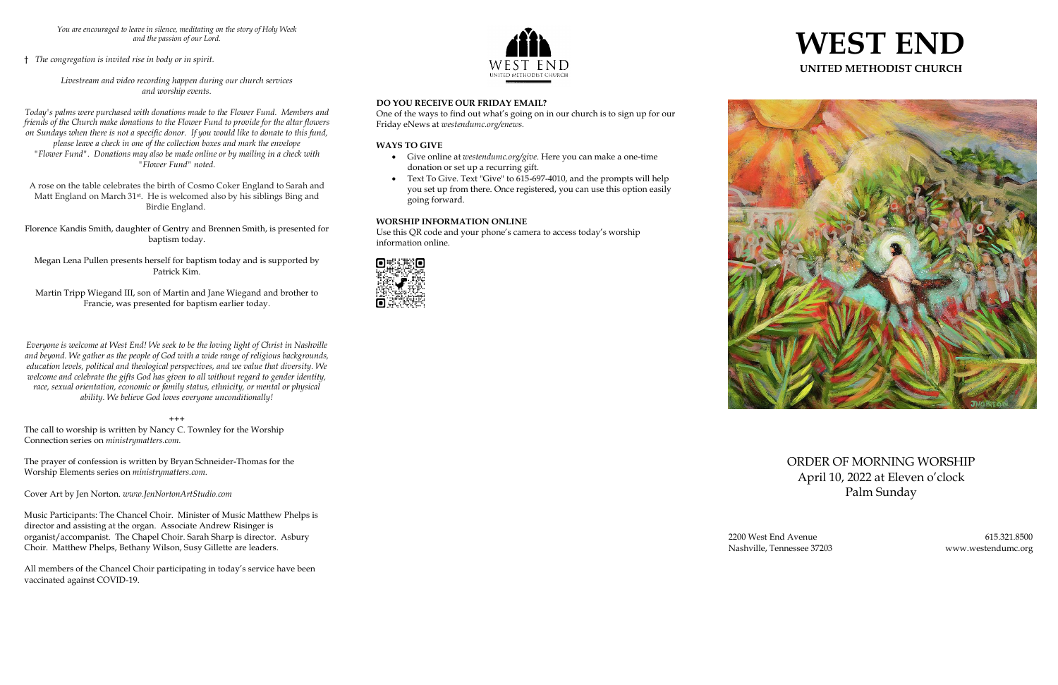*You are encouraged to leave in silence, meditating on the story of Holy Week and the passion of our Lord.*

† *The congregation is invited rise in body or in spirit.*

*Livestream and video recording happen during our church services and worship events.*

*Today's palms were purchased with donations made to the Flower Fund. Members and friends of the Church make donations to the Flower Fund to provide for the altar flowers on Sundays when there is not a specific donor. If you would like to donate to this fund, please leave a check in one of the collection boxes and mark the envelope "Flower Fund". Donations may also be made online or by mailing in a check with "Flower Fund" noted.*

A rose on the table celebrates the birth of Cosmo Coker England to Sarah and Matt England on March 31st. He is welcomed also by his siblings Bing and Birdie England.

Florence Kandis Smith, daughter of Gentry and Brennen Smith, is presented for baptism today.

Megan Lena Pullen presents herself for baptism today and is supported by Patrick Kim.

Martin Tripp Wiegand III, son of Martin and Jane Wiegand and brother to Francie, was presented for baptism earlier today.

*Everyone is welcome at West End! We seek to be the loving light of Christ in Nashville and beyond. We gather as the people of God with a wide range of religious backgrounds, education levels, political and theological perspectives, and we value that diversity. We welcome and celebrate the gifts God has given to all without regard to gender identity, race, sexual orientation, economic or family status, ethnicity, or mental or physical ability. We believe God loves everyone unconditionally!*

+++

The call to worship is written by Nancy C. Townley for the Worship Connection series on *ministrymatters.com.*

The prayer of confession is written by Bryan Schneider-Thomas for the Worship Elements series on *ministrymatters.com.*

Cover Art by Jen Norton. *www.JenNortonArtStudio.com*

Music Participants: The Chancel Choir. Minister of Music Matthew Phelps is director and assisting at the organ. Associate Andrew Risinger is organist/accompanist. The Chapel Choir. Sarah Sharp is director. Asbury Choir. Matthew Phelps, Bethany Wilson, Susy Gillette are leaders.

All members of the Chancel Choir participating in today's service have been vaccinated against COVID-19.

WEST END
UNITED METHODIST CHURCH

**DO YOU RECEIVE OUR FRIDAY EMAIL?**
One of the ways to find out what's going on in our church is to sign up for our Friday eNews at *westendumc.org/enews.*

**WAYS TO GIVE**

- Give online at *westendumc.org/give.* Here you can make a one-time donation or set up a recurring gift.
- Text To Give. Text "Give" to 615-697-4010, and the prompts will help you set up from there. Once registered, you can use this option easily going forward.

**WORSHIP INFORMATION ONLINE**
Use this QR code and your phone's camera to access today's worship information online.

# WEST END
**UNITED METHODIST CHURCH**

ORDER OF MORNING WORSHIP
April 10, 2022 at Eleven o'clock
Palm Sunday

2200 West End Avenue
Nashville, Tennessee 37203

615.321.8500
www.westendumc.org